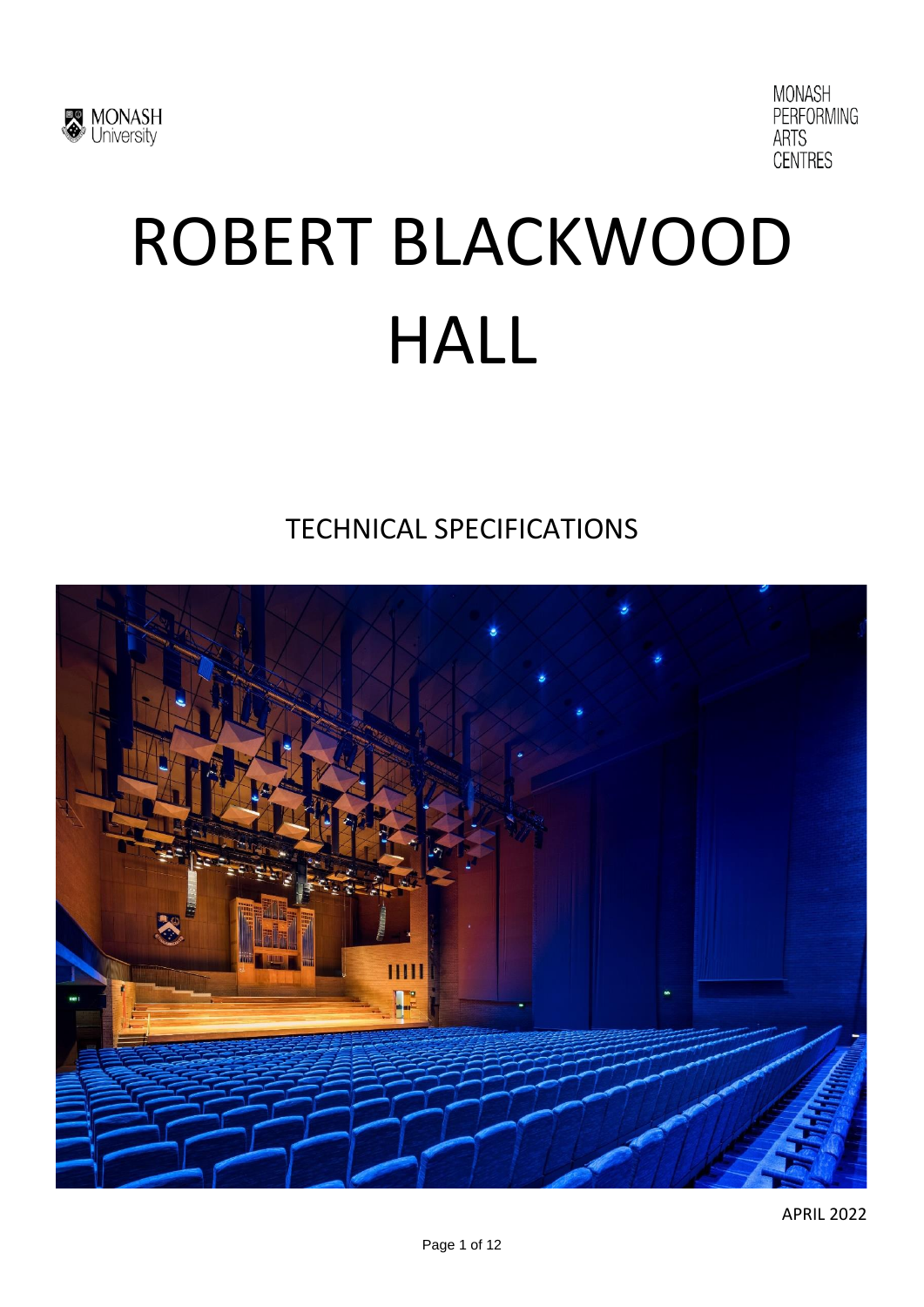MONASH University

MONASH PERFORMING ARTS CENTRES

# ROBERT BLACKWOOD HALL

## TECHNICAL SPECIFICATIONS

APRIL 2022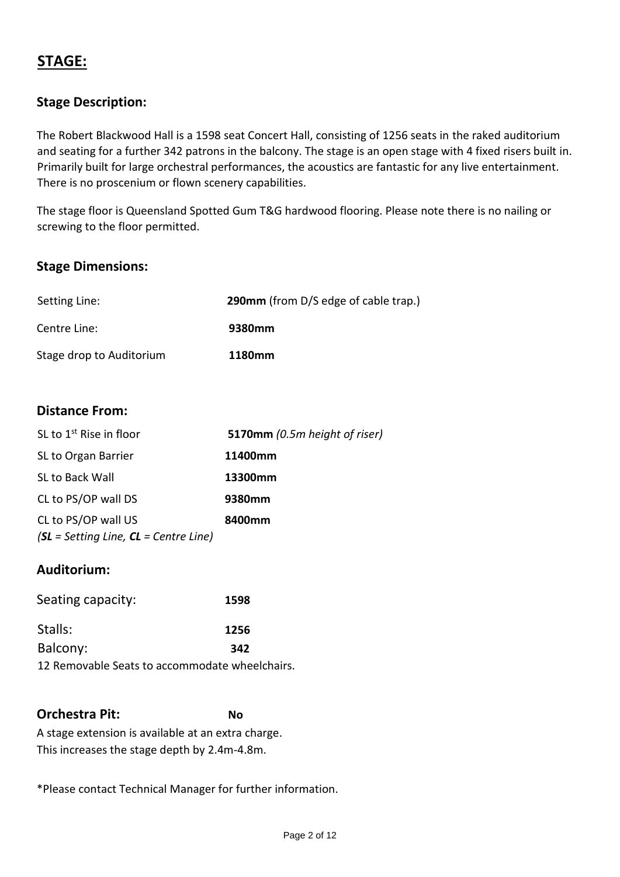# STAGE:

## Stage Description:

The Robert Blackwood Hall is a 1598 seat Concert Hall, consisting of 1256 seats in the raked auditorium and seating for a further 342 patrons in the balcony. The stage is an open stage with 4 fixed risers built in. Primarily built for large orchestral performances, the acoustics are fantastic for any live entertainment. There is no proscenium or flown scenery capabilities.

The stage floor is Queensland Spotted Gum T&G hardwood flooring. Please note there is no nailing or screwing to the floor permitted.

## Stage Dimensions:

| | |
|---|---|
| Setting Line: | **290mm** (from D/S edge of cable trap.) |
| Centre Line: | **9380mm** |
| Stage drop to Auditorium | **1180mm** |

## Distance From:

| | |
|---|---|
| SL to 1st Rise in floor | **5170mm** *(0.5m height of riser)* |
| SL to Organ Barrier | **11400mm** |
| SL to Back Wall | **13300mm** |
| CL to PS/OP wall DS | **9380mm** |
| CL to PS/OP wall US | **8400mm** |

*(**SL** = Setting Line, **CL** = Centre Line)*

## Auditorium:

| | |
|---|---|
| Seating capacity: | **1598** |
| Stalls: | **1256** |
| Balcony: | **342** |

12 Removable Seats to accommodate wheelchairs.

## Orchestra Pit: **No**

A stage extension is available at an extra charge.
This increases the stage depth by 2.4m-4.8m.

*Please contact Technical Manager for further information.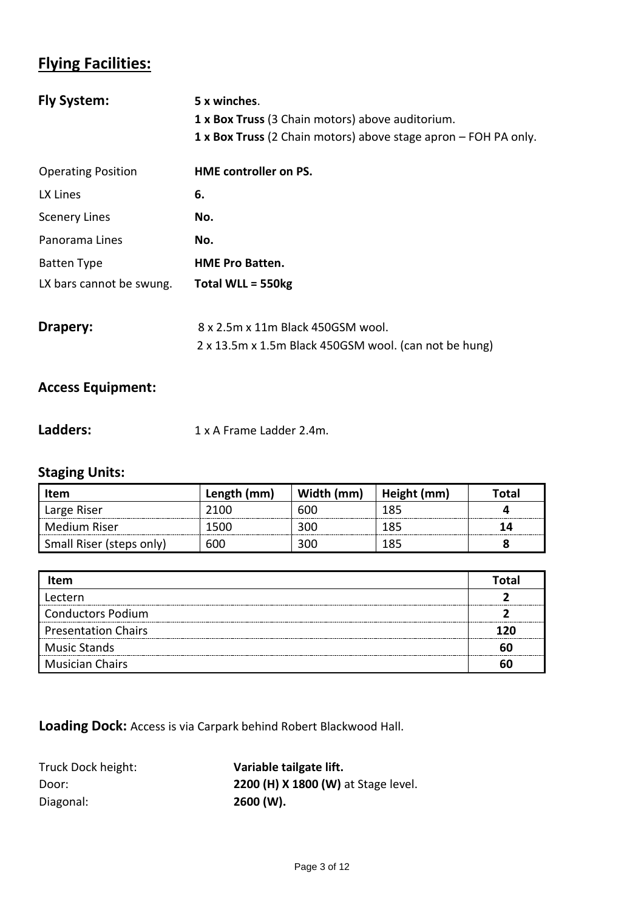## Flying Facilities:

**Fly System:** **5 x winches**.
**1 x Box Truss** (3 Chain motors) above auditorium.
**1 x Box Truss** (2 Chain motors) above stage apron – FOH PA only.

Operating Position **HME controller on PS.**

LX Lines **6.**

Scenery Lines **No.**

Panorama Lines **No.**

Batten Type **HME Pro Batten.**

LX bars cannot be swung. **Total WLL = 550kg**

**Drapery:** 8 x 2.5m x 11m Black 450GSM wool.
2 x 13.5m x 1.5m Black 450GSM wool. (can not be hung)

### Access Equipment:

**Ladders:** 1 x A Frame Ladder 2.4m.

### Staging Units:

| Item | Length (mm) | Width (mm) | Height (mm) | Total |
|---|---|---|---|---|
| Large Riser | 2100 | 600 | 185 | **4** |
| Medium Riser | 1500 | 300 | 185 | **14** |
| Small Riser (steps only) | 600 | 300 | 185 | **8** |

| Item | Total |
|---|---|
| Lectern | **2** |
| Conductors Podium | **2** |
| Presentation Chairs | **120** |
| Music Stands | **60** |
| Musician Chairs | **60** |

**Loading Dock:** Access is via Carpark behind Robert Blackwood Hall.

Truck Dock height: **Variable tailgate lift.**
Door: **2200 (H) X 1800 (W)** at Stage level.
Diagonal: **2600 (W).**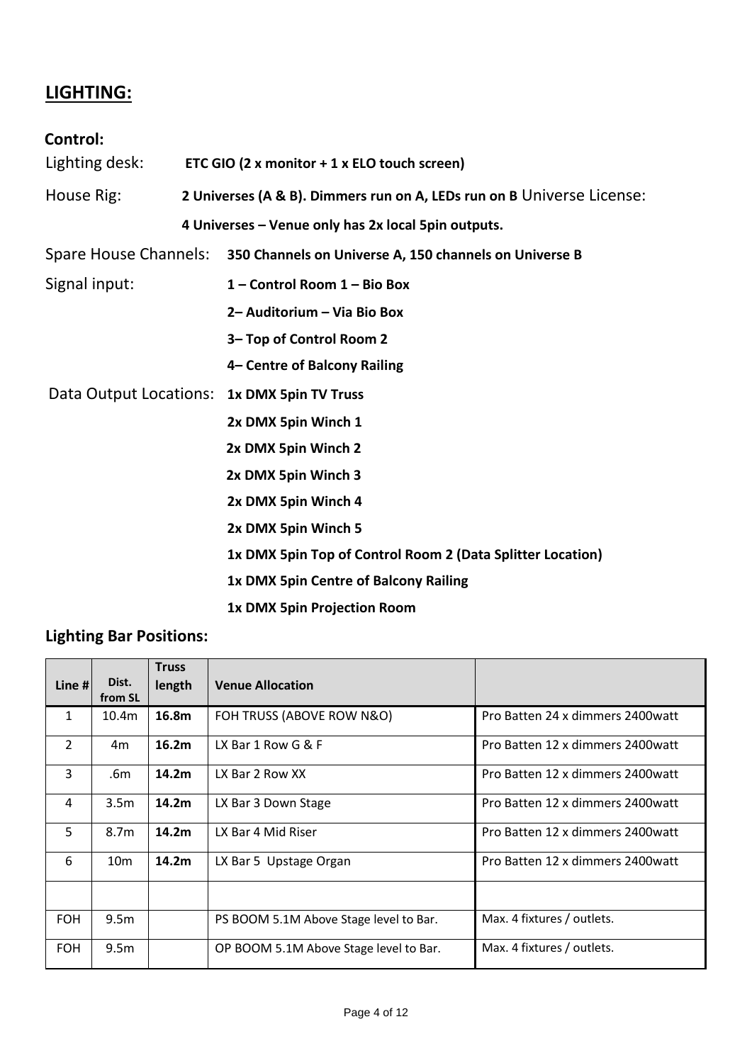## LIGHTING:

### Control:

Lighting desk: **ETC GIO (2 x monitor + 1 x ELO touch screen)**

House Rig: **2 Universes (A & B). Dimmers run on A, LEDs run on B** Universe License: **4 Universes – Venue only has 2x local 5pin outputs.**

Spare House Channels: **350 Channels on Universe A, 150 channels on Universe B**

Signal input:
**1 – Control Room 1 – Bio Box**
**2– Auditorium – Via Bio Box**
**3– Top of Control Room 2**
**4– Centre of Balcony Railing**

Data Output Locations:
**1x DMX 5pin TV Truss**
**2x DMX 5pin Winch 1**
**2x DMX 5pin Winch 2**
**2x DMX 5pin Winch 3**
**2x DMX 5pin Winch 4**
**2x DMX 5pin Winch 5**
**1x DMX 5pin Top of Control Room 2 (Data Splitter Location)**
**1x DMX 5pin Centre of Balcony Railing**
**1x DMX 5pin Projection Room**

### Lighting Bar Positions:

| Line # | Dist. from SL | Truss length | Venue Allocation | |
|---|---|---|---|---|
| 1 | 10.4m | **16.8m** | FOH TRUSS (ABOVE ROW N&O) | Pro Batten 24 x dimmers 2400watt |
| 2 | 4m | **16.2m** | LX Bar 1 Row G & F | Pro Batten 12 x dimmers 2400watt |
| 3 | .6m | **14.2m** | LX Bar 2 Row XX | Pro Batten 12 x dimmers 2400watt |
| 4 | 3.5m | **14.2m** | LX Bar 3 Down Stage | Pro Batten 12 x dimmers 2400watt |
| 5 | 8.7m | **14.2m** | LX Bar 4 Mid Riser | Pro Batten 12 x dimmers 2400watt |
| 6 | 10m | **14.2m** | LX Bar 5 Upstage Organ | Pro Batten 12 x dimmers 2400watt |
| | | | | |
| FOH | 9.5m | | PS BOOM 5.1M Above Stage level to Bar. | Max. 4 fixtures / outlets. |
| FOH | 9.5m | | OP BOOM 5.1M Above Stage level to Bar. | Max. 4 fixtures / outlets. |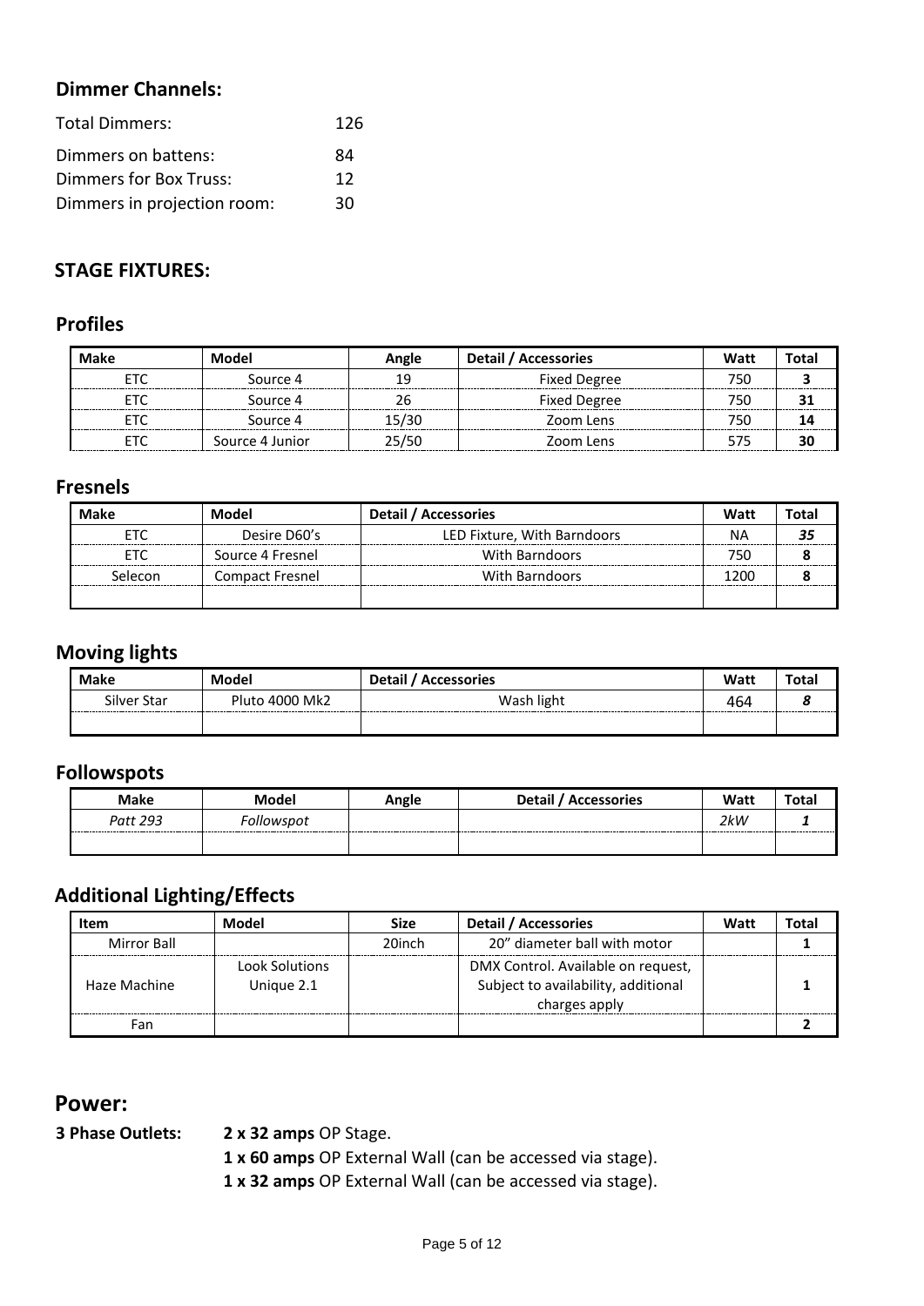## Dimmer Channels:

| | |
|---|---|
| Total Dimmers: | 126 |
| Dimmers on battens: | 84 |
| Dimmers for Box Truss: | 12 |
| Dimmers in projection room: | 30 |

## STAGE FIXTURES:

### Profiles

| Make | Model | Angle | Detail / Accessories | Watt | Total |
|---|---|---|---|---|---|
| ETC | Source 4 | 19 | Fixed Degree | 750 | **3** |
| ETC | Source 4 | 26 | Fixed Degree | 750 | **31** |
| ETC | Source 4 | 15/30 | Zoom Lens | 750 | **14** |
| ETC | Source 4 Junior | 25/50 | Zoom Lens | 575 | **30** |

### Fresnels

| Make | Model | Detail / Accessories | Watt | Total |
|---|---|---|---|---|
| ETC | Desire D60's | LED Fixture, With Barndoors | NA | ***35*** |
| ETC | Source 4 Fresnel | With Barndoors | 750 | **8** |
| Selecon | Compact Fresnel | With Barndoors | 1200 | **8** |
| | | | | |

### Moving lights

| Make | Model | Detail / Accessories | Watt | Total |
|---|---|---|---|---|
| Silver Star | Pluto 4000 Mk2 | Wash light | 464 | ***8*** |
| | | | | |

### Followspots

| Make | Model | Angle | Detail / Accessories | Watt | Total |
|---|---|---|---|---|---|
| *Patt 293* | *Followspot* | | | *2kW* | ***1*** |
| | | | | | |

### Additional Lighting/Effects

| Item | Model | Size | Detail / Accessories | Watt | Total |
|---|---|---|---|---|---|
| Mirror Ball | | 20inch | 20" diameter ball with motor | | **1** |
| Haze Machine | Look Solutions Unique 2.1 | | DMX Control. Available on request, Subject to availability, additional charges apply | | **1** |
| Fan | | | | | **2** |

## Power:

**3 Phase Outlets:** **2 x 32 amps** OP Stage.
**1 x 60 amps** OP External Wall (can be accessed via stage).
**1 x 32 amps** OP External Wall (can be accessed via stage).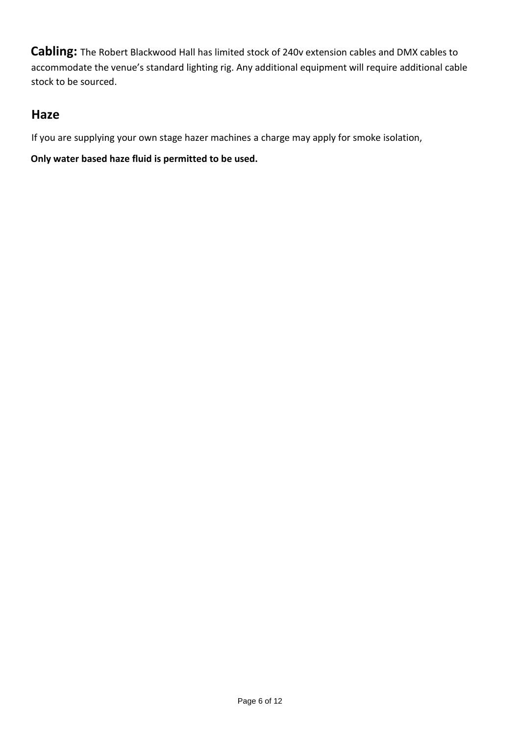**Cabling:** The Robert Blackwood Hall has limited stock of 240v extension cables and DMX cables to accommodate the venue's standard lighting rig. Any additional equipment will require additional cable stock to be sourced.

## Haze

If you are supplying your own stage hazer machines a charge may apply for smoke isolation,

**Only water based haze fluid is permitted to be used.**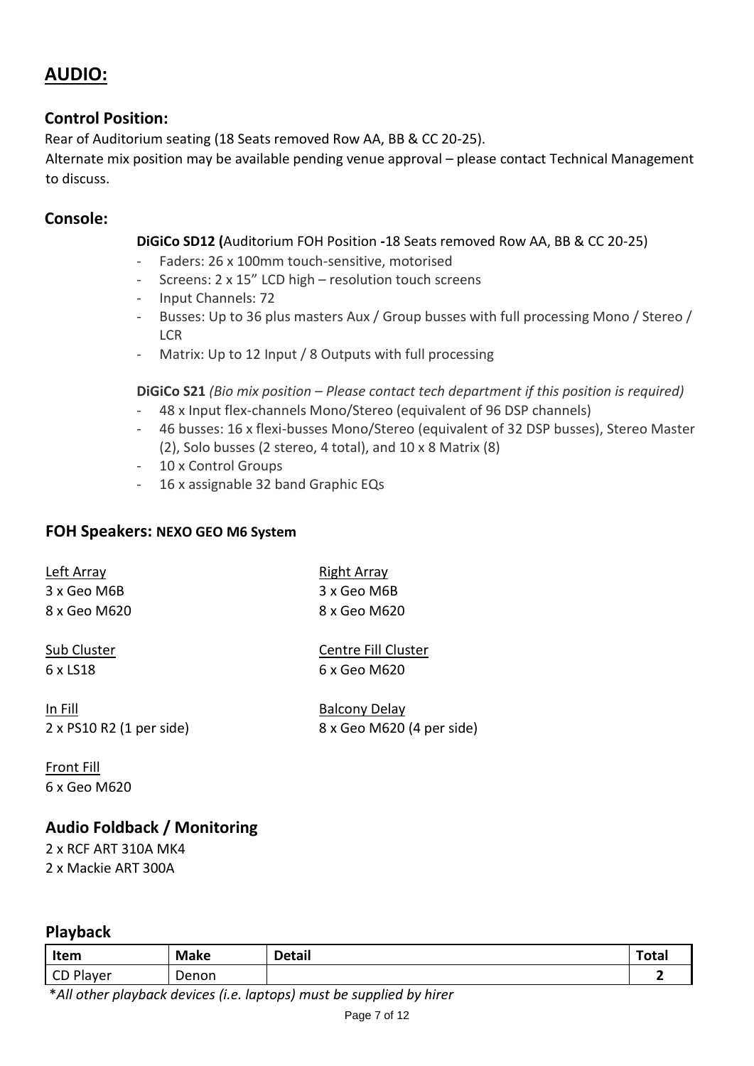# AUDIO:

## Control Position:

Rear of Auditorium seating (18 Seats removed Row AA, BB & CC 20-25).
Alternate mix position may be available pending venue approval – please contact Technical Management to discuss.

## Console:

**DiGiCo SD12 (**Auditorium FOH Position **-**18 Seats removed Row AA, BB & CC 20-25)

- Faders: 26 x 100mm touch-sensitive, motorised
- Screens: 2 x 15" LCD high – resolution touch screens
- Input Channels: 72
- Busses: Up to 36 plus masters Aux / Group busses with full processing Mono / Stereo / LCR
- Matrix: Up to 12 Input / 8 Outputs with full processing

**DiGiCo S21** *(Bio mix position – Please contact tech department if this position is required)*

- 48 x Input flex-channels Mono/Stereo (equivalent of 96 DSP channels)
- 46 busses: 16 x flexi-busses Mono/Stereo (equivalent of 32 DSP busses), Stereo Master (2), Solo busses (2 stereo, 4 total), and 10 x 8 Matrix (8)
- 10 x Control Groups
- 16 x assignable 32 band Graphic EQs

## FOH Speakers: NEXO GEO M6 System

Left Array
3 x Geo M6B
8 x Geo M620

Right Array
3 x Geo M6B
8 x Geo M620

Sub Cluster
6 x LS18

Centre Fill Cluster
6 x Geo M620

In Fill
2 x PS10 R2 (1 per side)

Balcony Delay
8 x Geo M620 (4 per side)

Front Fill
6 x Geo M620

## Audio Foldback / Monitoring

2 x RCF ART 310A MK4
2 x Mackie ART 300A

## Playback

| Item | Make | Detail | Total |
|---|---|---|---|
| CD Player | Denon | | **2** |

\**All other playback devices (i.e. laptops) must be supplied by hirer*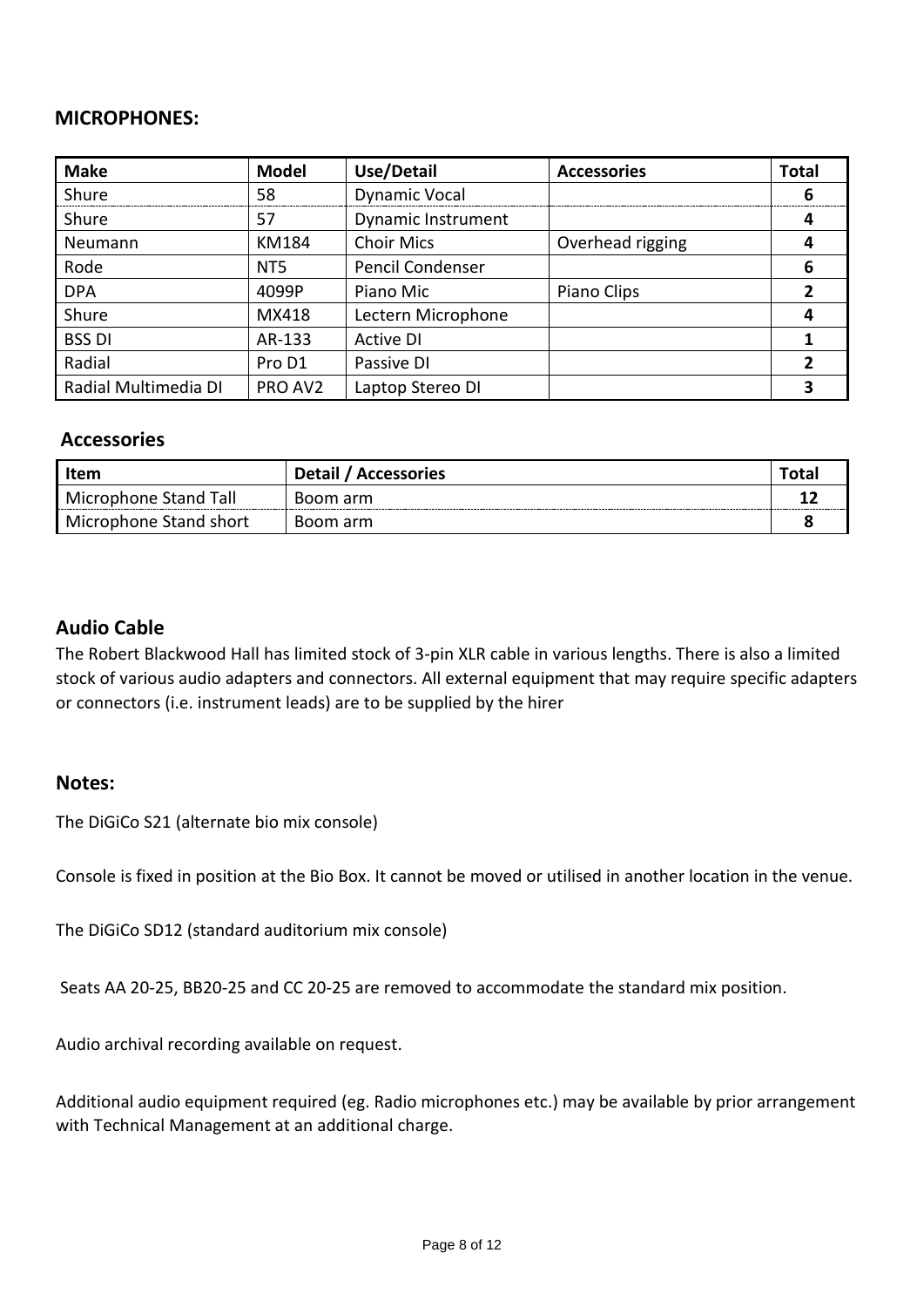## MICROPHONES:

| Make | Model | Use/Detail | Accessories | Total |
|---|---|---|---|---|
| Shure | 58 | Dynamic Vocal | | 6 |
| Shure | 57 | Dynamic Instrument | | 4 |
| Neumann | KM184 | Choir Mics | Overhead rigging | 4 |
| Rode | NT5 | Pencil Condenser | | 6 |
| DPA | 4099P | Piano Mic | Piano Clips | 2 |
| Shure | MX418 | Lectern Microphone | | 4 |
| BSS DI | AR-133 | Active DI | | 1 |
| Radial | Pro D1 | Passive DI | | 2 |
| Radial Multimedia DI | PRO AV2 | Laptop Stereo DI | | 3 |

## Accessories

| Item | Detail / Accessories | Total |
|---|---|---|
| Microphone Stand Tall | Boom arm | 12 |
| Microphone Stand short | Boom arm | 8 |

## Audio Cable

The Robert Blackwood Hall has limited stock of 3-pin XLR cable in various lengths. There is also a limited stock of various audio adapters and connectors. All external equipment that may require specific adapters or connectors (i.e. instrument leads) are to be supplied by the hirer

## Notes:

The DiGiCo S21 (alternate bio mix console)

Console is fixed in position at the Bio Box. It cannot be moved or utilised in another location in the venue.

The DiGiCo SD12 (standard auditorium mix console)

Seats AA 20-25, BB20-25 and CC 20-25 are removed to accommodate the standard mix position.

Audio archival recording available on request.

Additional audio equipment required (eg. Radio microphones etc.) may be available by prior arrangement with Technical Management at an additional charge.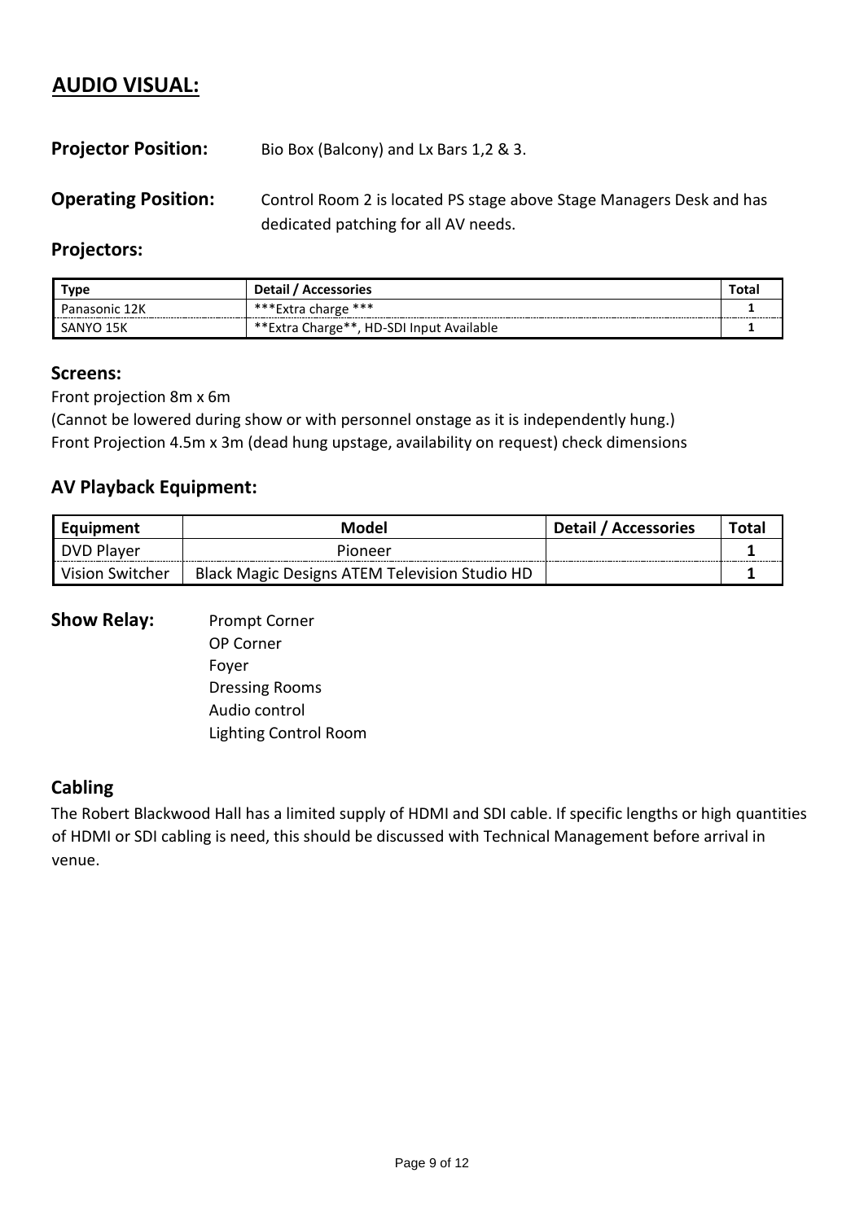## AUDIO VISUAL:

**Projector Position:** Bio Box (Balcony) and Lx Bars 1,2 & 3.

**Operating Position:** Control Room 2 is located PS stage above Stage Managers Desk and has dedicated patching for all AV needs.

### Projectors:

| Type | Detail / Accessories | Total |
|---|---|---|
| Panasonic 12K | ***Extra charge *** | 1 |
| SANYO 15K | **Extra Charge**, HD-SDI Input Available | 1 |

### Screens:

Front projection 8m x 6m
(Cannot be lowered during show or with personnel onstage as it is independently hung.)
Front Projection 4.5m x 3m (dead hung upstage, availability on request) check dimensions

### AV Playback Equipment:

| Equipment | Model | Detail / Accessories | Total |
|---|---|---|---|
| DVD Player | Pioneer | | 1 |
| Vision Switcher | Black Magic Designs ATEM Television Studio HD | | 1 |

**Show Relay:**
- Prompt Corner
- OP Corner
- Foyer
- Dressing Rooms
- Audio control
- Lighting Control Room

### Cabling

The Robert Blackwood Hall has a limited supply of HDMI and SDI cable. If specific lengths or high quantities of HDMI or SDI cabling is need, this should be discussed with Technical Management before arrival in venue.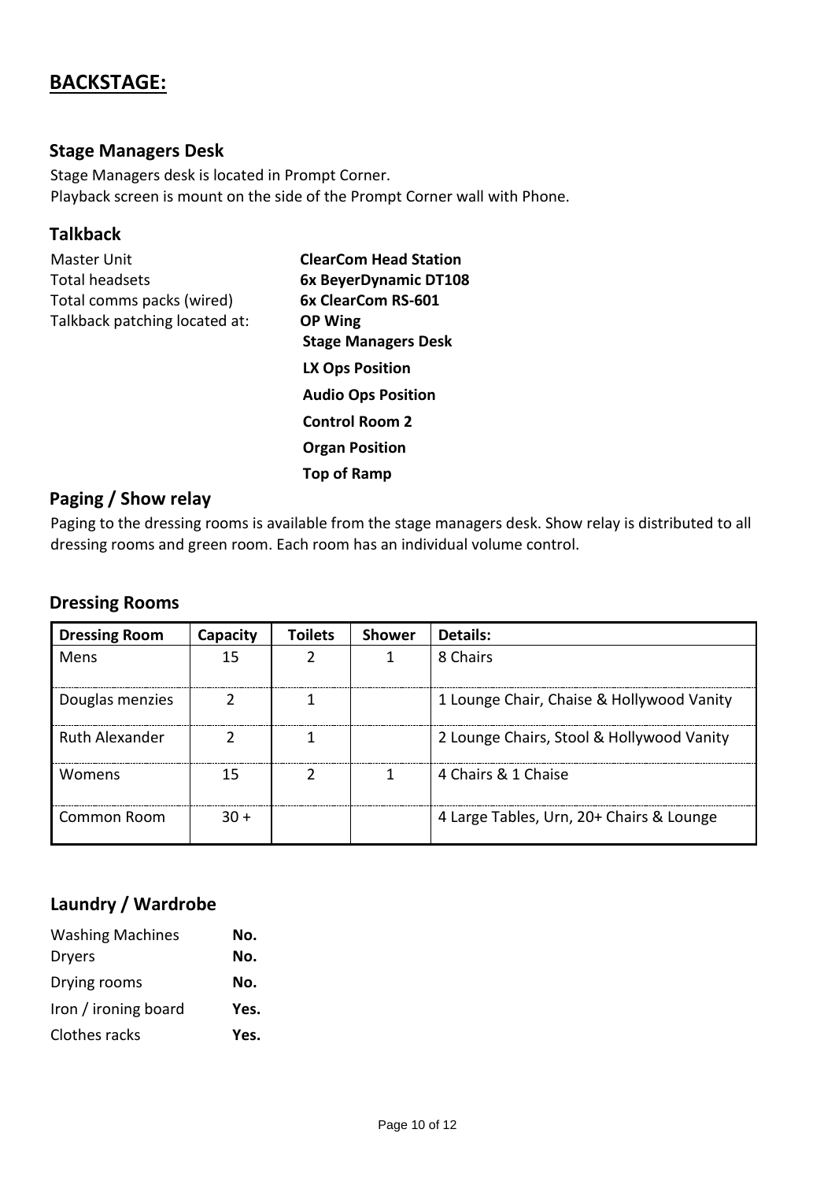# BACKSTAGE:

## Stage Managers Desk

Stage Managers desk is located in Prompt Corner.
Playback screen is mount on the side of the Prompt Corner wall with Phone.

## Talkback

| | |
|---|---|
| Master Unit | **ClearCom Head Station** |
| Total headsets | **6x BeyerDynamic DT108** |
| Total comms packs (wired) | **6x ClearCom RS-601** |
| Talkback patching located at: | **OP Wing** |
| | **Stage Managers Desk** |
| | **LX Ops Position** |
| | **Audio Ops Position** |
| | **Control Room 2** |
| | **Organ Position** |
| | **Top of Ramp** |

## Paging / Show relay

Paging to the dressing rooms is available from the stage managers desk. Show relay is distributed to all dressing rooms and green room. Each room has an individual volume control.

## Dressing Rooms

| Dressing Room | Capacity | Toilets | Shower | Details: |
|---|---|---|---|---|
| Mens | 15 | 2 | 1 | 8 Chairs |
| Douglas menzies | 2 | 1 | | 1 Lounge Chair, Chaise & Hollywood Vanity |
| Ruth Alexander | 2 | 1 | | 2 Lounge Chairs, Stool & Hollywood Vanity |
| Womens | 15 | 2 | 1 | 4 Chairs & 1 Chaise |
| Common Room | 30 + | | | 4 Large Tables, Urn, 20+ Chairs & Lounge |

## Laundry / Wardrobe

| | |
|---|---|
| Washing Machines | **No.** |
| Dryers | **No.** |
| Drying rooms | **No.** |
| Iron / ironing board | **Yes.** |
| Clothes racks | **Yes.** |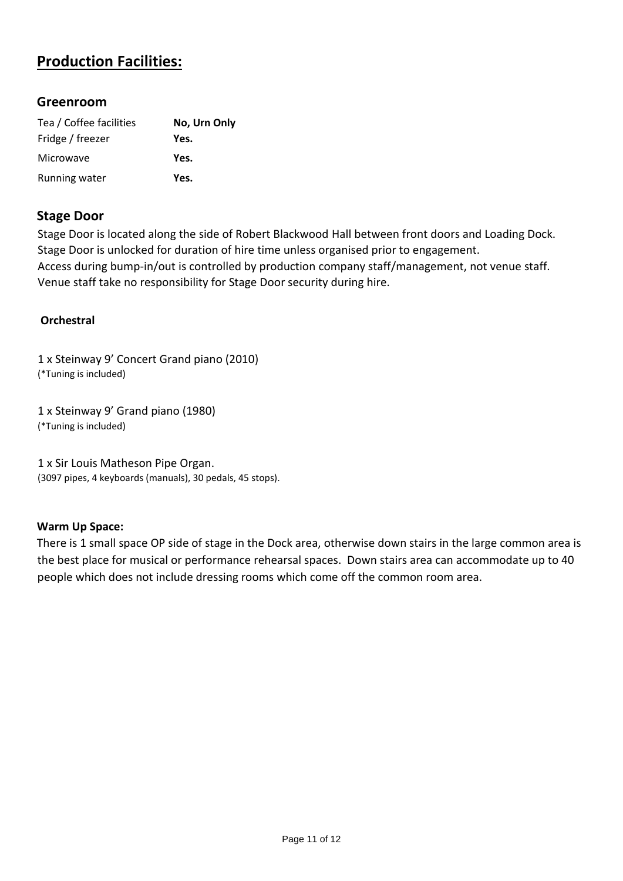# Production Facilities:

## Greenroom

| Tea / Coffee facilities | **No, Urn Only** |
|---|---|
| Fridge / freezer | **Yes.** |
| Microwave | **Yes.** |
| Running water | **Yes.** |

## Stage Door

Stage Door is located along the side of Robert Blackwood Hall between front doors and Loading Dock.
Stage Door is unlocked for duration of hire time unless organised prior to engagement.
Access during bump-in/out is controlled by production company staff/management, not venue staff.
Venue staff take no responsibility for Stage Door security during hire.

### Orchestral

1 x Steinway 9' Concert Grand piano (2010)
(*Tuning is included)

1 x Steinway 9' Grand piano (1980)
(*Tuning is included)

1 x Sir Louis Matheson Pipe Organ.
(3097 pipes, 4 keyboards (manuals), 30 pedals, 45 stops).

**Warm Up Space:**

There is 1 small space OP side of stage in the Dock area, otherwise down stairs in the large common area is the best place for musical or performance rehearsal spaces. Down stairs area can accommodate up to 40 people which does not include dressing rooms which come off the common room area.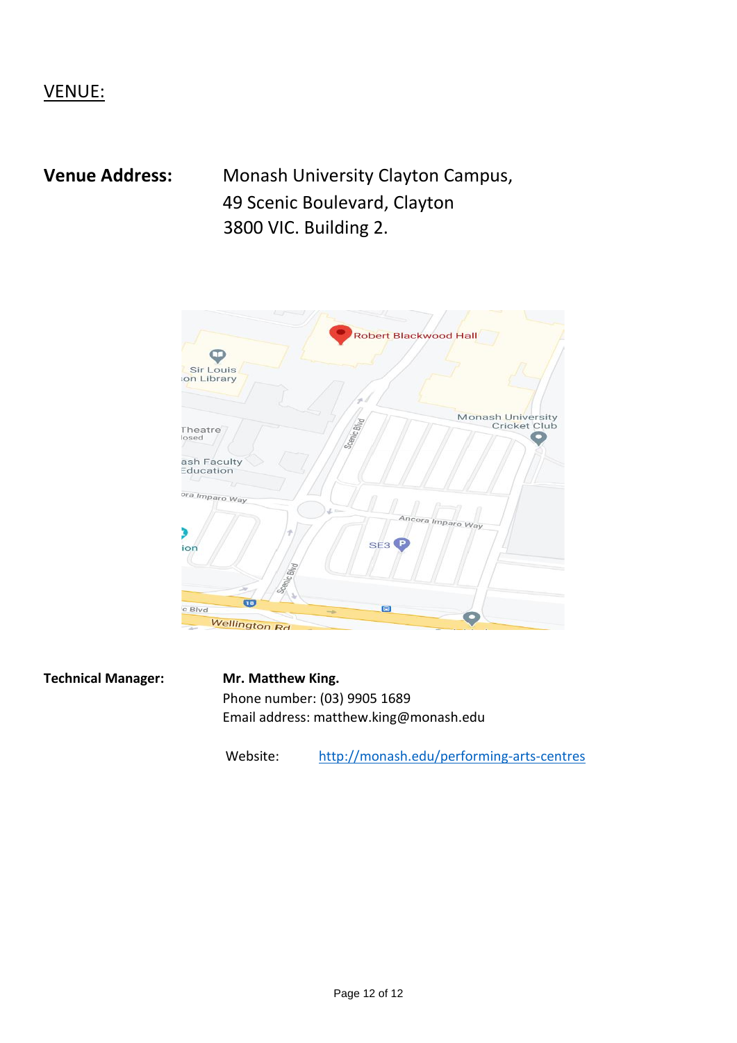## VENUE:

**Venue Address:** Monash University Clayton Campus,
49 Scenic Boulevard, Clayton
3800 VIC. Building 2.

**Technical Manager:** **Mr. Matthew King.**
Phone number: (03) 9905 1689
Email address: matthew.king@monash.edu

Website: [http://monash.edu/performing-arts-centres](http://monash.edu/performing-arts-centres)